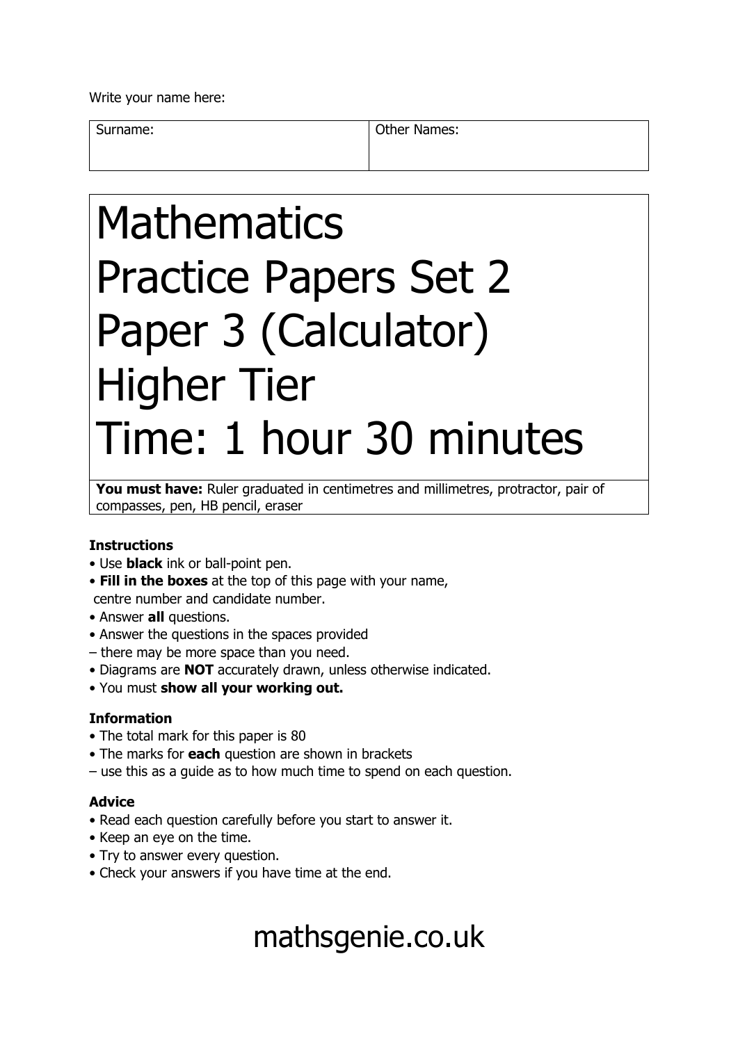Write your name here:

| Surname: | Other Names: |
| --- | --- |
| | |

# Mathematics
# Practice Papers Set 2
# Paper 3 (Calculator)
# Higher Tier
# Time: 1 hour 30 minutes

**You must have:** Ruler graduated in centimetres and millimetres, protractor, pair of compasses, pen, HB pencil, eraser

**Instructions**

- Use **black** ink or ball-point pen.
- **Fill in the boxes** at the top of this page with your name, centre number and candidate number.
- Answer **all** questions.
- Answer the questions in the spaces provided
– there may be more space than you need.
- Diagrams are **NOT** accurately drawn, unless otherwise indicated.
- You must **show all your working out.**

**Information**

- The total mark for this paper is 80
- The marks for **each** question are shown in brackets
– use this as a guide as to how much time to spend on each question.

**Advice**

- Read each question carefully before you start to answer it.
- Keep an eye on the time.
- Try to answer every question.
- Check your answers if you have time at the end.

mathsgenie.co.uk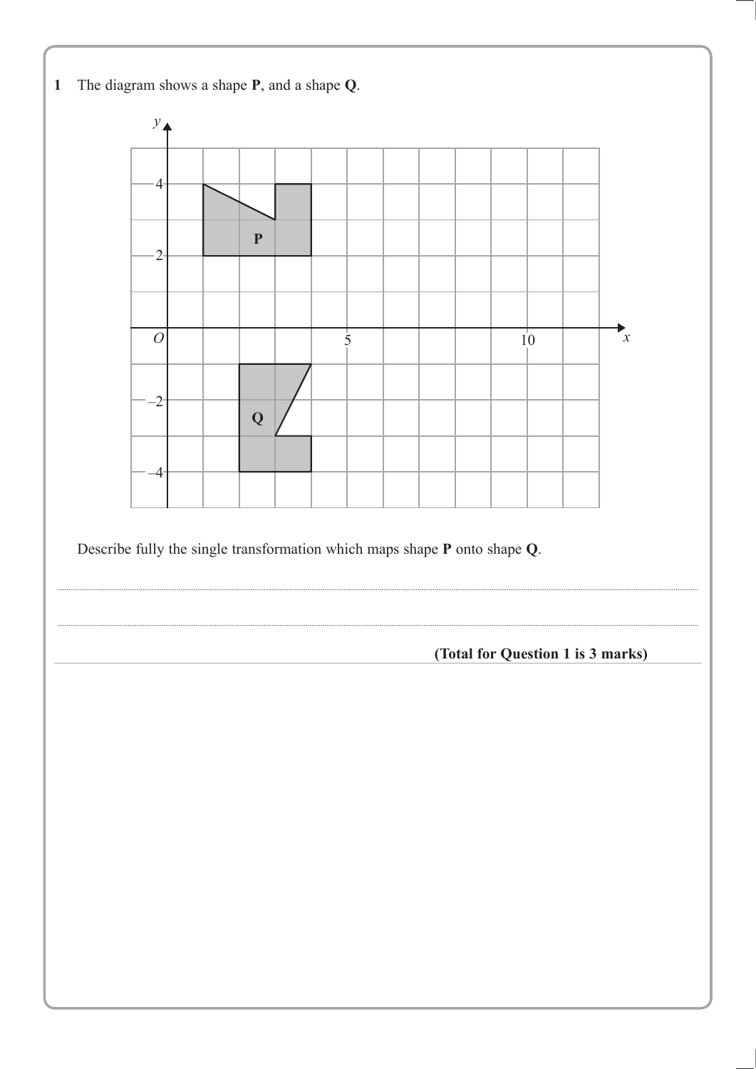**1** The diagram shows a shape **P**, and a shape **Q**.

$y$

4

2

$O$

5

10

$x$

–2

–4

**P**

**Q**

Describe fully the single transformation which maps shape **P** onto shape **Q**.

..........................................................................................................................................

..........................................................................................................................................

**(Total for Question 1 is 3 marks)**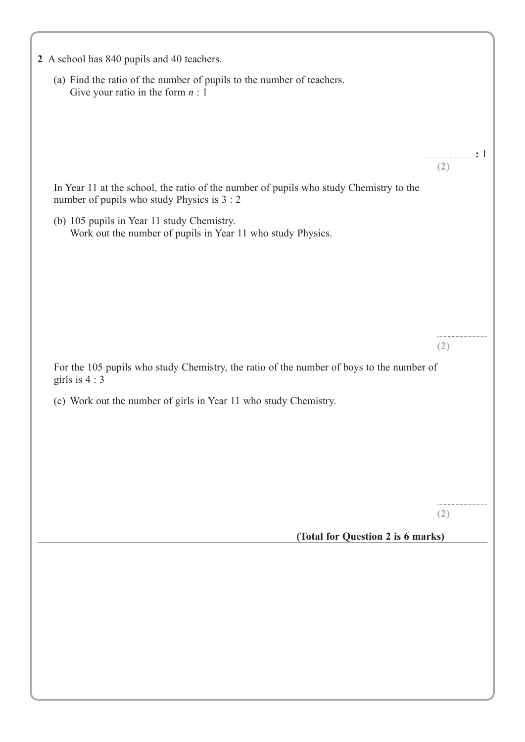**2** A school has 840 pupils and 40 teachers.

(a) Find the ratio of the number of pupils to the number of teachers.
Give your ratio in the form $n$ : 1

.................... **:** 1

**(2)**

In Year 11 at the school, the ratio of the number of pupils who study Chemistry to the number of pupils who study Physics is 3 : 2

(b) 105 pupils in Year 11 study Chemistry.
Work out the number of pupils in Year 11 who study Physics.

....................

**(2)**

For the 105 pupils who study Chemistry, the ratio of the number of boys to the number of girls is 4 : 3

(c) Work out the number of girls in Year 11 who study Chemistry.

....................

**(2)**

**(Total for Question 2 is 6 marks)**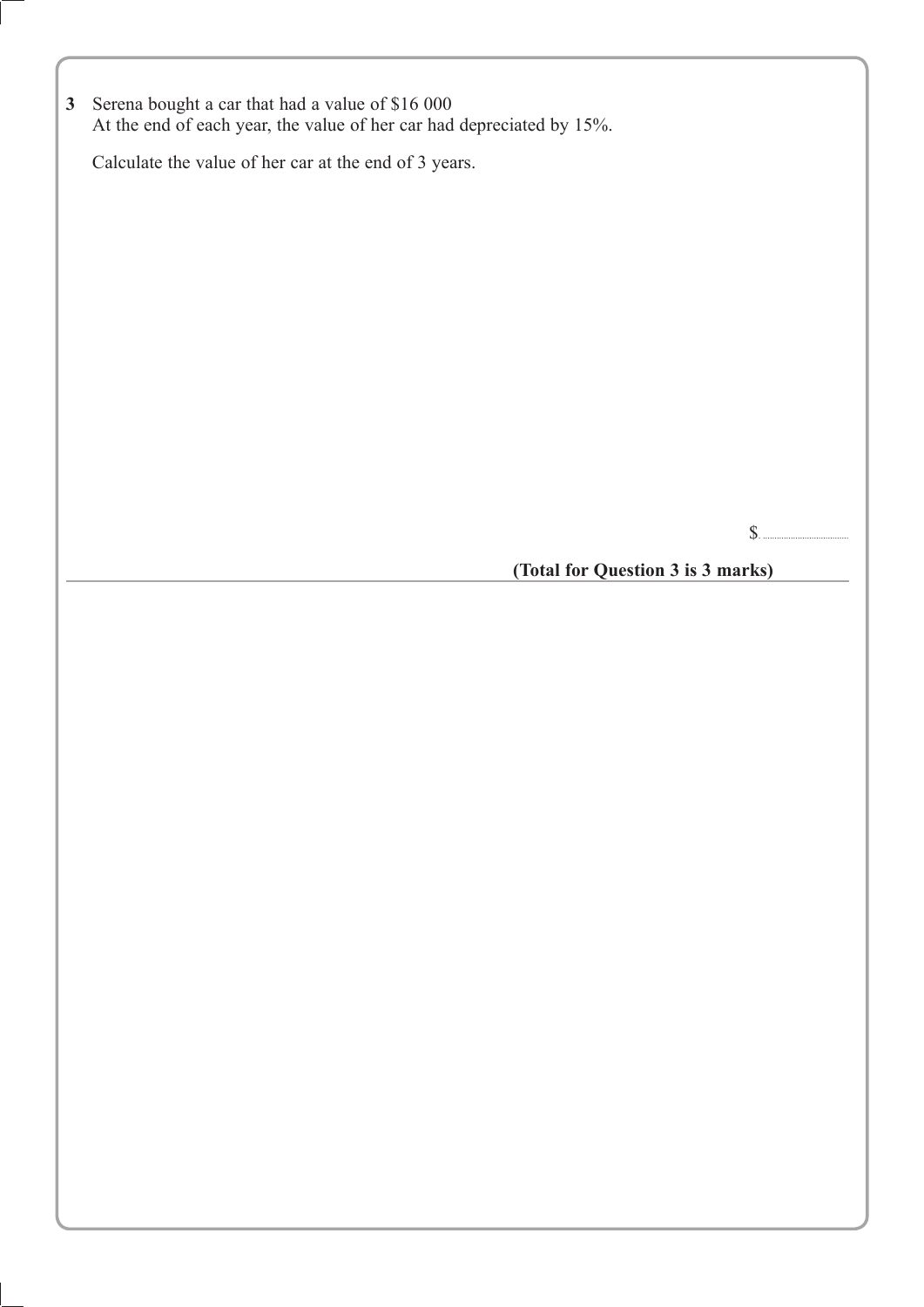**3** Serena bought a car that had a value of \$16 000
At the end of each year, the value of her car had depreciated by 15%.

Calculate the value of her car at the end of 3 years.

\$ ..............................

**(Total for Question 3 is 3 marks)**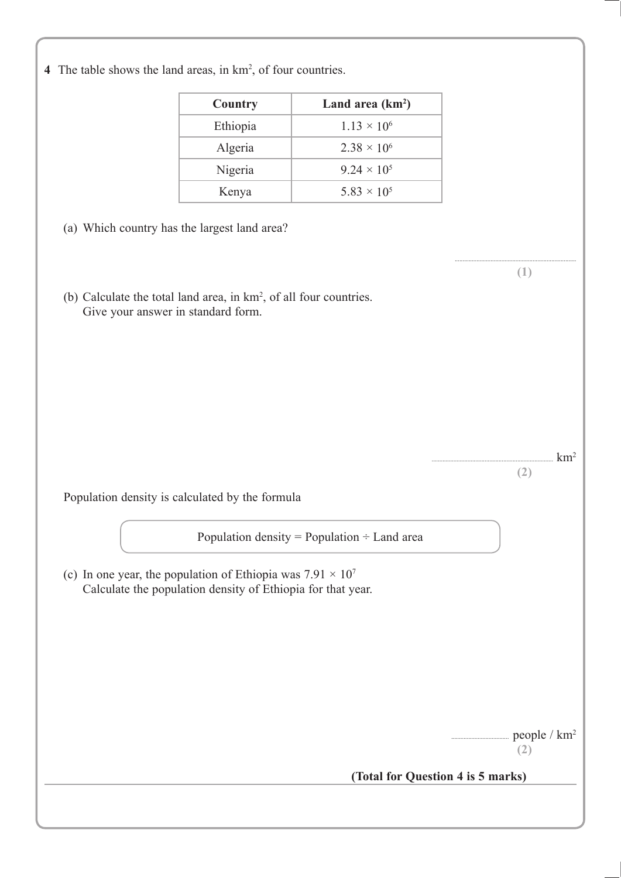**4** The table shows the land areas, in $km^2$, of four countries.

| Country | Land area ($km^2$) |
|---|---|
| Ethiopia | $1.13 \times 10^6$ |
| Algeria | $2.38 \times 10^6$ |
| Nigeria | $9.24 \times 10^5$ |
| Kenya | $5.83 \times 10^5$ |

(a) Which country has the largest land area?

..............................................

**(1)**

(b) Calculate the total land area, in $km^2$, of all four countries.
Give your answer in standard form.

.............................................. $km^2$

**(2)**

Population density is calculated by the formula

Population density = Population ÷ Land area

(c) In one year, the population of Ethiopia was $7.91 \times 10^7$
Calculate the population density of Ethiopia for that year.

.............................................. people / $km^2$

**(2)**

**(Total for Question 4 is 5 marks)**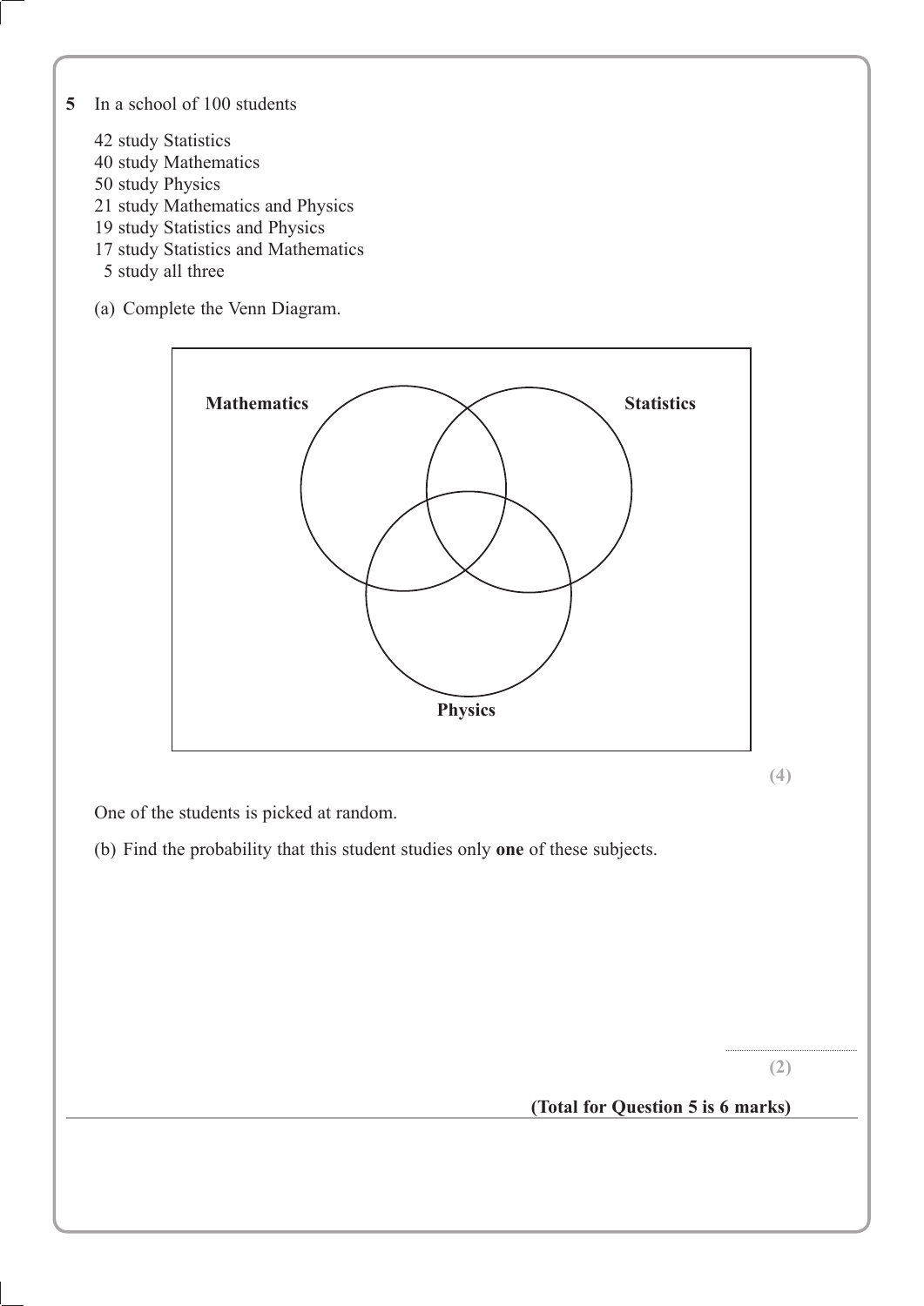**5** In a school of 100 students

42 study Statistics
40 study Mathematics
50 study Physics
21 study Mathematics and Physics
19 study Statistics and Physics
17 study Statistics and Mathematics
5 study all three

(a) Complete the Venn Diagram.

Mathematics

Statistics

Physics

**(4)**

One of the students is picked at random.

(b) Find the probability that this student studies only **one** of these subjects.

..............................

**(2)**

**(Total for Question 5 is 6 marks)**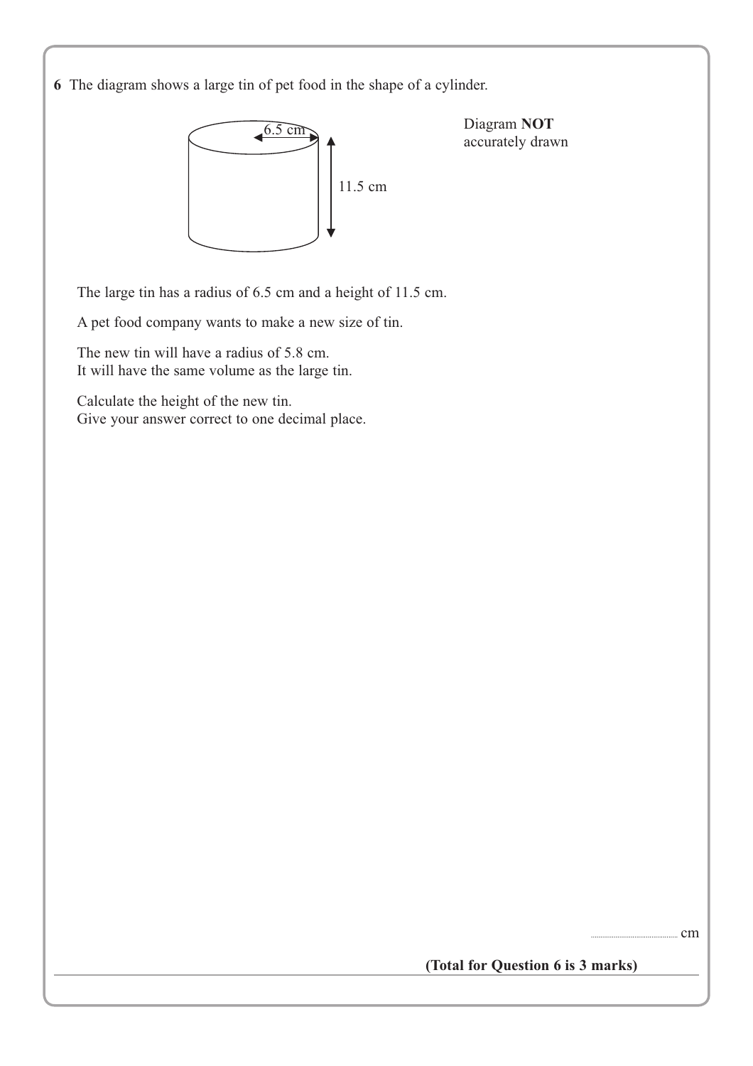**6** The diagram shows a large tin of pet food in the shape of a cylinder.

6.5 cm

11.5 cm

Diagram **NOT** accurately drawn

The large tin has a radius of 6.5 cm and a height of 11.5 cm.

A pet food company wants to make a new size of tin.

The new tin will have a radius of 5.8 cm.
It will have the same volume as the large tin.

Calculate the height of the new tin.
Give your answer correct to one decimal place.

.......................................... cm

**(Total for Question 6 is 3 marks)**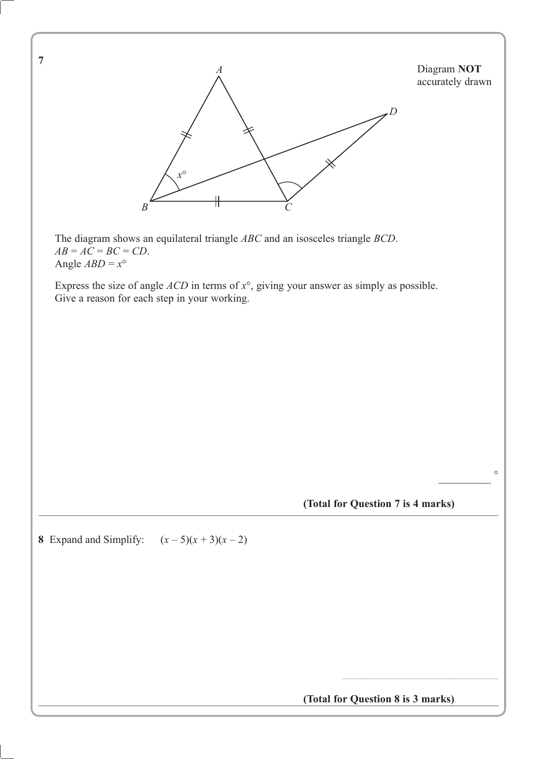**7**

Diagram **NOT** accurately drawn

A

D

$x°$

B

C

The diagram shows an equilateral triangle $ABC$ and an isosceles triangle $BCD$.
$AB = AC = BC = CD$.
Angle $ABD = x°$

Express the size of angle $ACD$ in terms of $x°$, giving your answer as simply as possible.
Give a reason for each step in your working.

..................... °

**(Total for Question 7 is 4 marks)**

---

**8** Expand and Simplify: $(x - 5)(x + 3)(x - 2)$

.....................................................

**(Total for Question 8 is 3 marks)**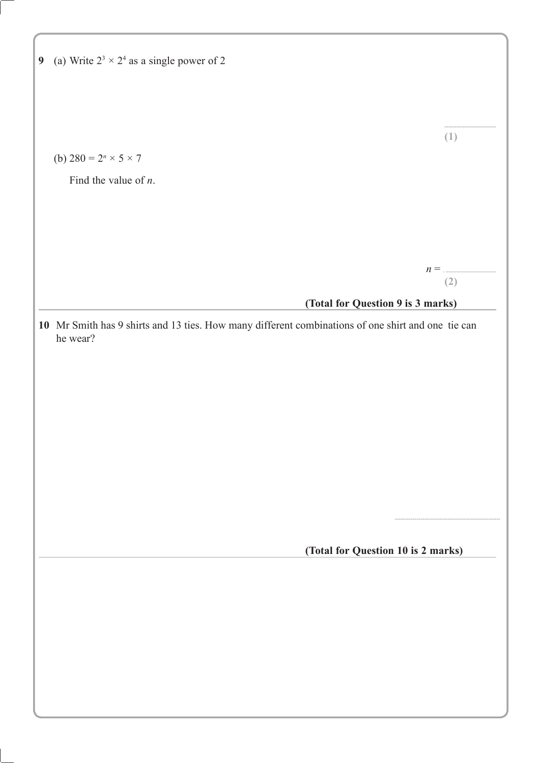**9** (a) Write $2^3 \times 2^4$ as a single power of 2

..............................

**(1)**

(b) $280 = 2^n \times 5 \times 7$

Find the value of $n$.

$n =$ ..............................

**(2)**

**(Total for Question 9 is 3 marks)**

---

**10** Mr Smith has 9 shirts and 13 ties. How many different combinations of one shirt and one tie can he wear?

..............................

**(Total for Question 10 is 2 marks)**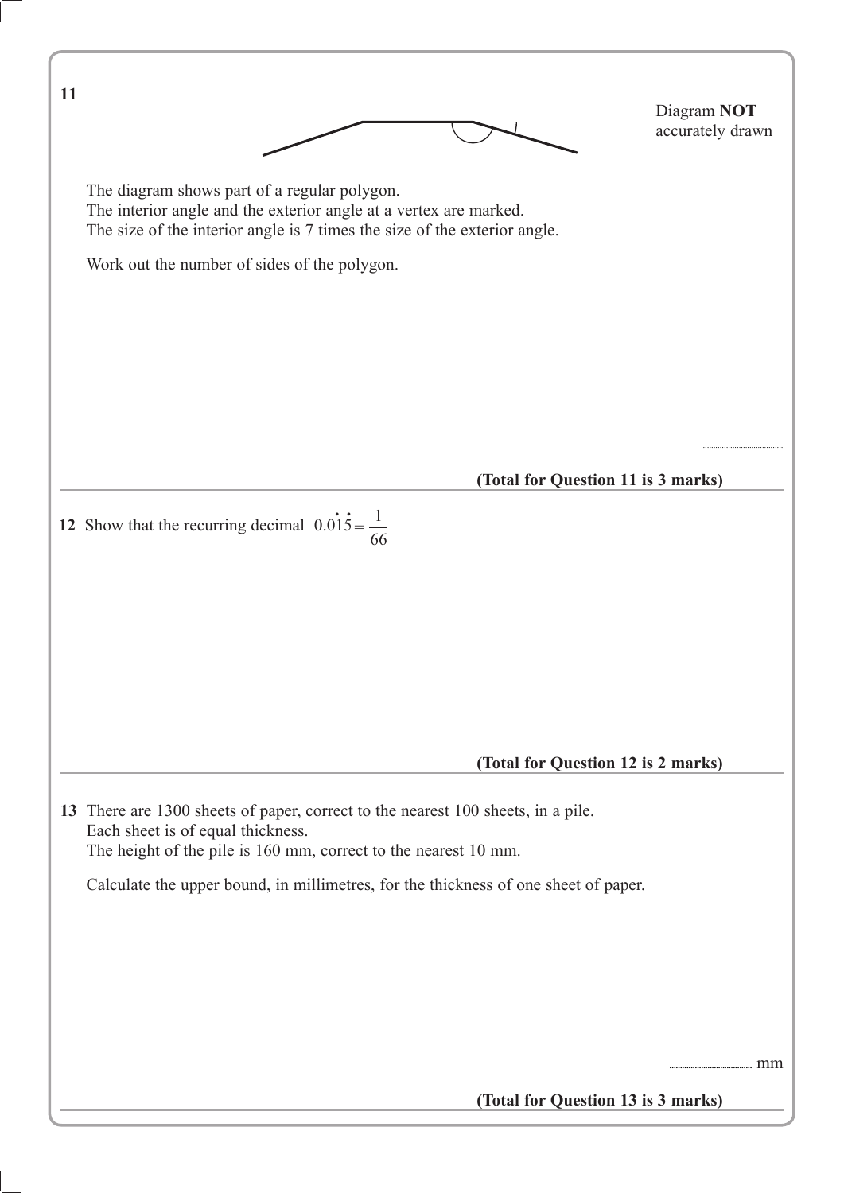**11**

Diagram **NOT** accurately drawn

The diagram shows part of a regular polygon.
The interior angle and the exterior angle at a vertex are marked.
The size of the interior angle is 7 times the size of the exterior angle.

Work out the number of sides of the polygon.

..............................

**(Total for Question 11 is 3 marks)**

---

**12** Show that the recurring decimal $0.0\dot{1}\dot{5} = \frac{1}{66}$

**(Total for Question 12 is 2 marks)**

---

**13** There are 1300 sheets of paper, correct to the nearest 100 sheets, in a pile.
Each sheet is of equal thickness.
The height of the pile is 160 mm, correct to the nearest 10 mm.

Calculate the upper bound, in millimetres, for the thickness of one sheet of paper.

.............................. mm

**(Total for Question 13 is 3 marks)**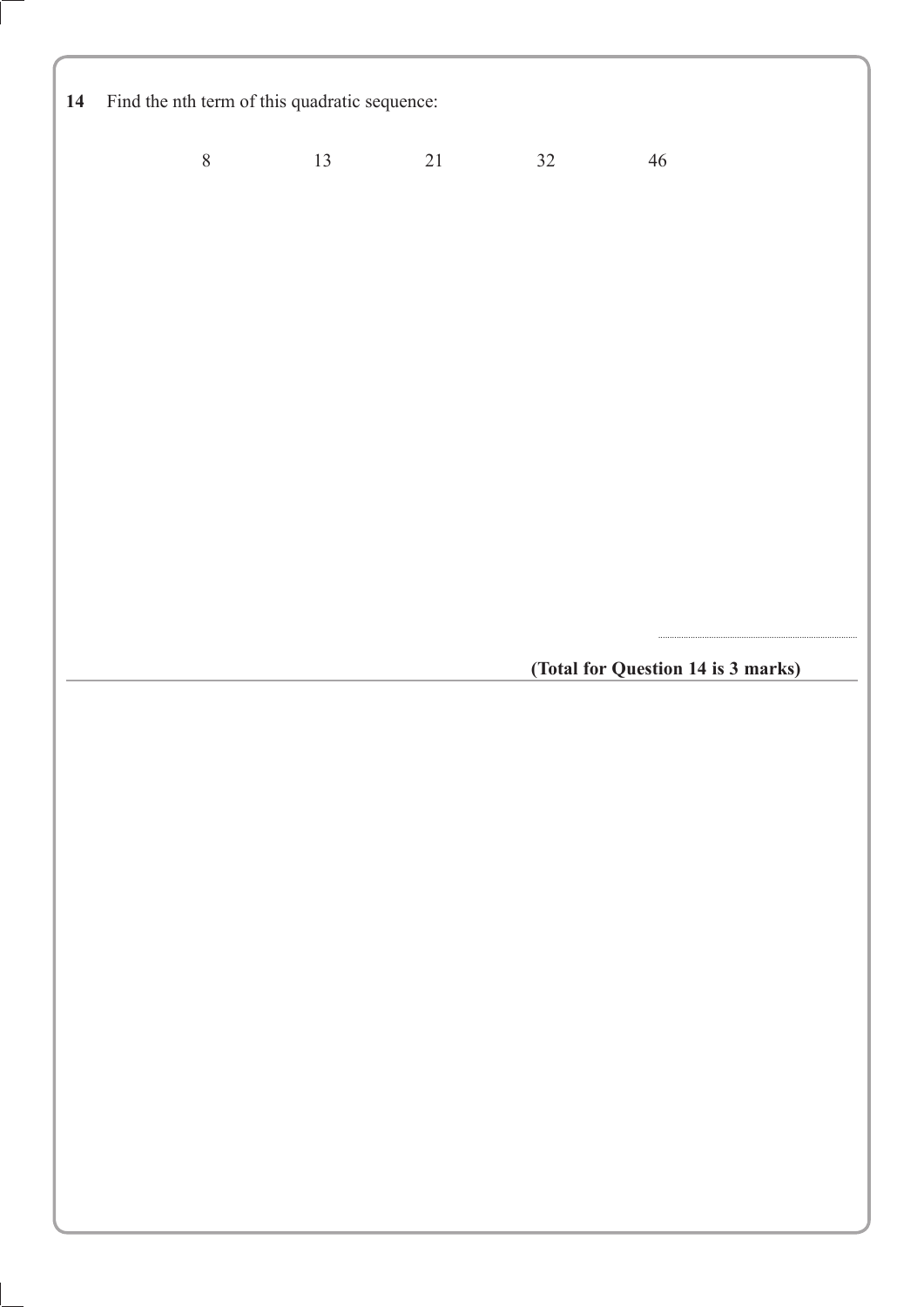**14** Find the nth term of this quadratic sequence:

8 13 21 32 46

..............................................................

**(Total for Question 14 is 3 marks)**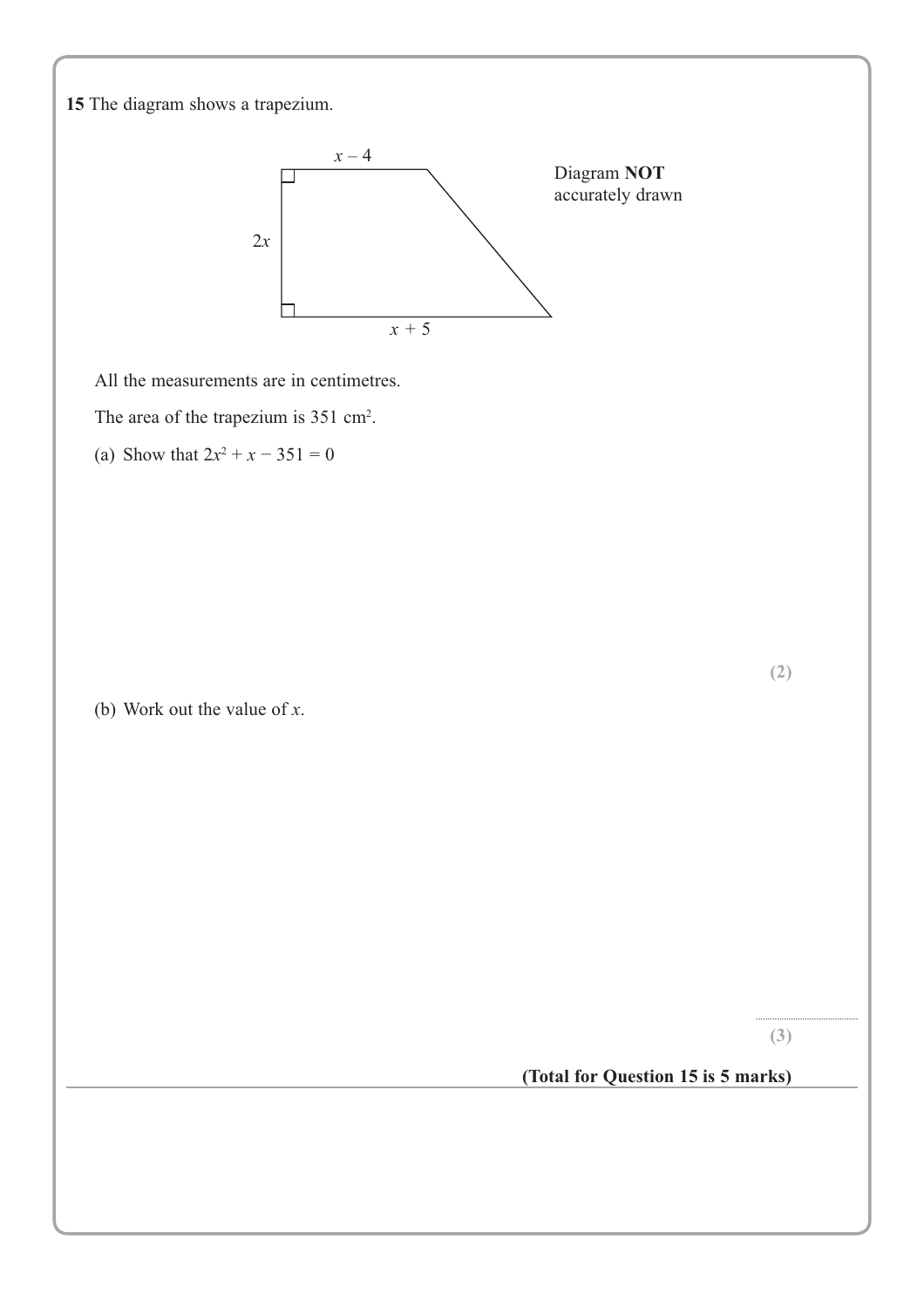**15** The diagram shows a trapezium.

$x - 4$

$2x$

$x + 5$

Diagram **NOT** accurately drawn

All the measurements are in centimetres.

The area of the trapezium is 351 cm$^2$.

(a) Show that $2x^2 + x - 351 = 0$

**(2)**

(b) Work out the value of $x$.

..............................

**(3)**

**(Total for Question 15 is 5 marks)**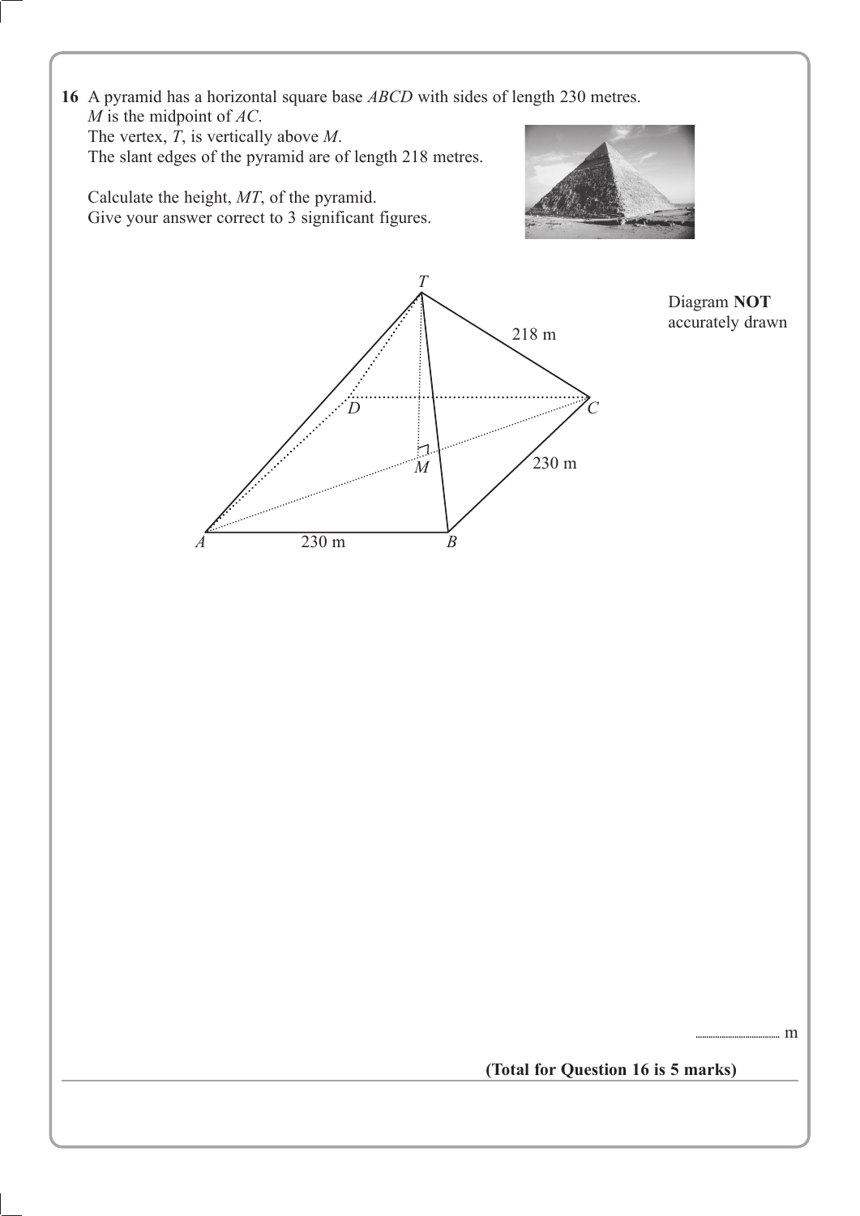**16** A pyramid has a horizontal square base $ABCD$ with sides of length 230 metres.
$M$ is the midpoint of $AC$.
The vertex, $T$, is vertically above $M$.
The slant edges of the pyramid are of length 218 metres.

Calculate the height, $MT$, of the pyramid.
Give your answer correct to 3 significant figures.

T

218 m

D

C

M

230 m

A

230 m

B

Diagram **NOT** accurately drawn

.................................... m

**(Total for Question 16 is 5 marks)**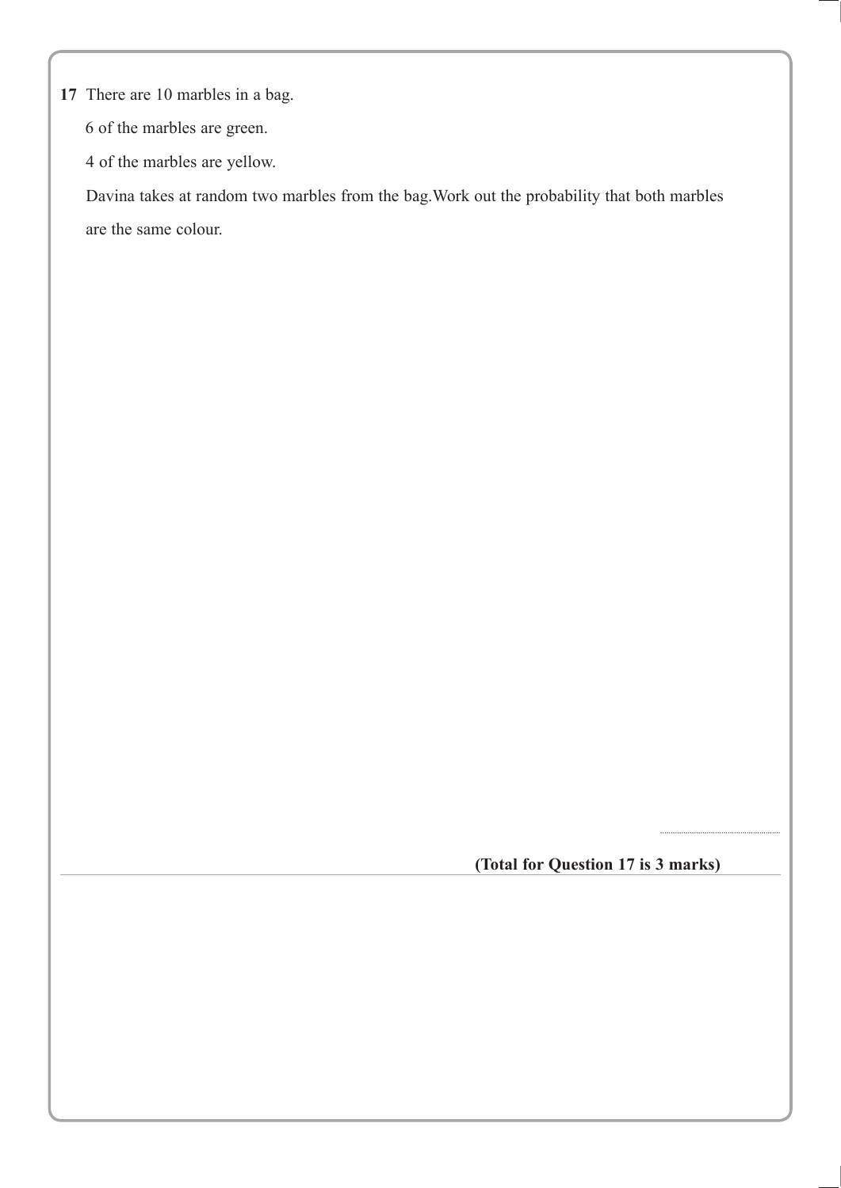**17** There are 10 marbles in a bag.

6 of the marbles are green.

4 of the marbles are yellow.

Davina takes at random two marbles from the bag.Work out the probability that both marbles are the same colour.

..............................

**(Total for Question 17 is 3 marks)**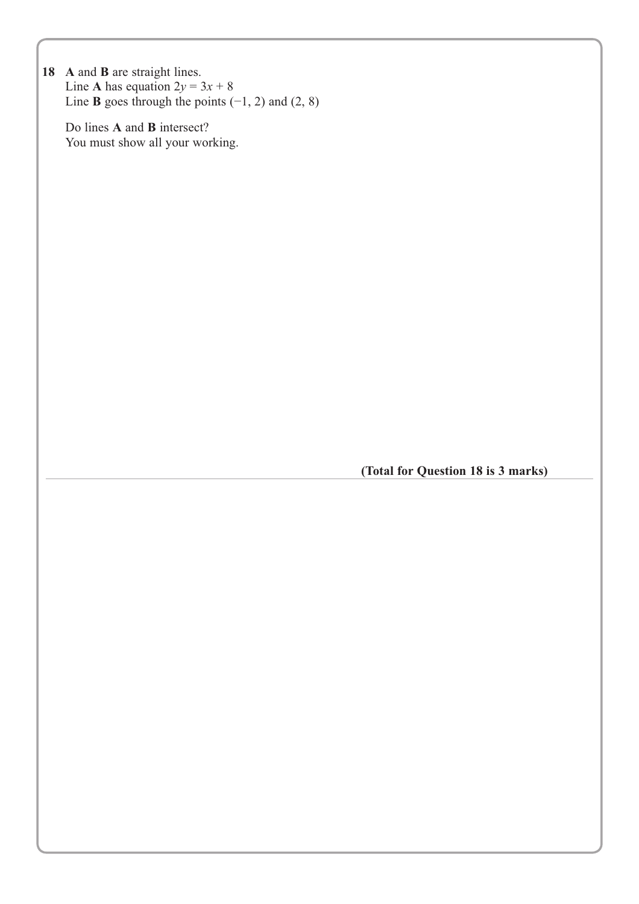**18** **A** and **B** are straight lines.
Line **A** has equation $2y = 3x + 8$
Line **B** goes through the points $(-1, 2)$ and $(2, 8)$

Do lines **A** and **B** intersect?
You must show all your working.

**(Total for Question 18 is 3 marks)**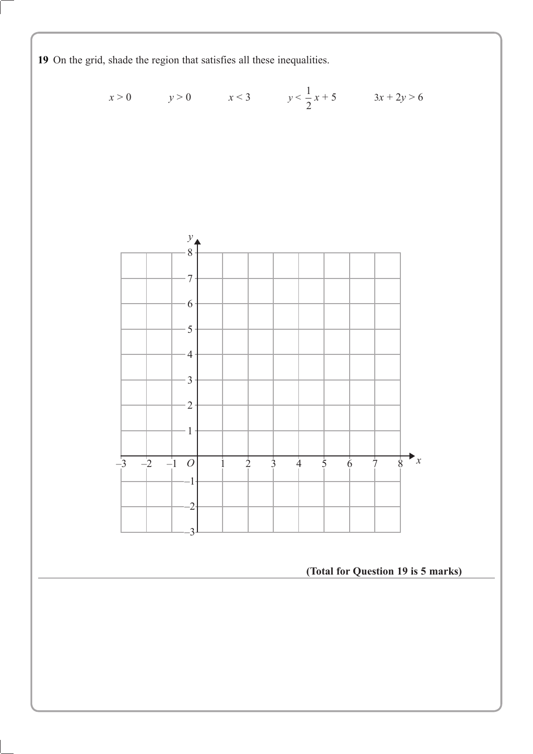**19** On the grid, shade the region that satisfies all these inequalities.

$x > 0 \qquad y > 0 \qquad x < 3 \qquad y < \frac{1}{2}x + 5 \qquad 3x + 2y > 6$

**(Total for Question 19 is 5 marks)**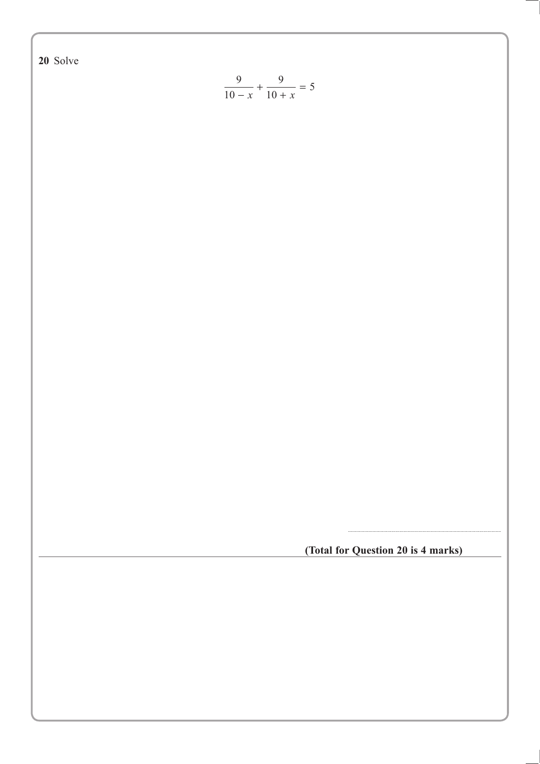**20** Solve

$$\frac{9}{10 - x} + \frac{9}{10 + x} = 5$$

..............................................................

**(Total for Question 20 is 4 marks)**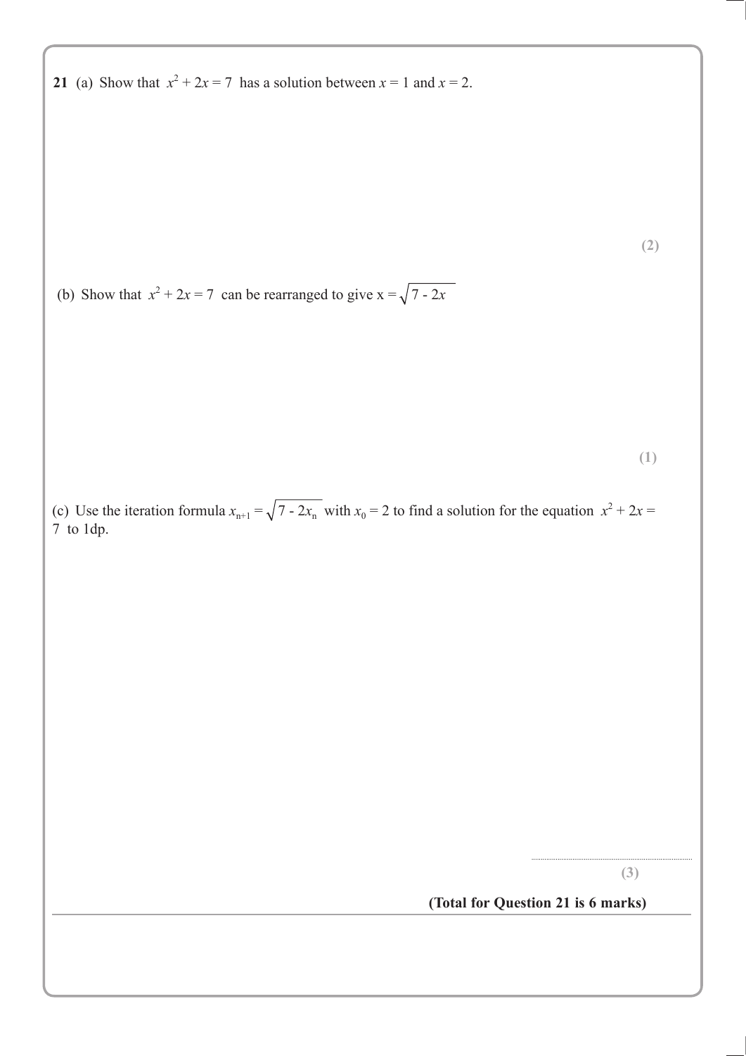**21** (a) Show that $x^2 + 2x = 7$ has a solution between $x = 1$ and $x = 2$.

**(2)**

(b) Show that $x^2 + 2x = 7$ can be rearranged to give $x = \sqrt{7 - 2x}$

**(1)**

(c) Use the iteration formula $x_{n+1} = \sqrt{7 - 2x_n}$ with $x_0 = 2$ to find a solution for the equation $x^2 + 2x = 7$ to 1dp.

..........................................

**(3)**

**(Total for Question 21 is 6 marks)**